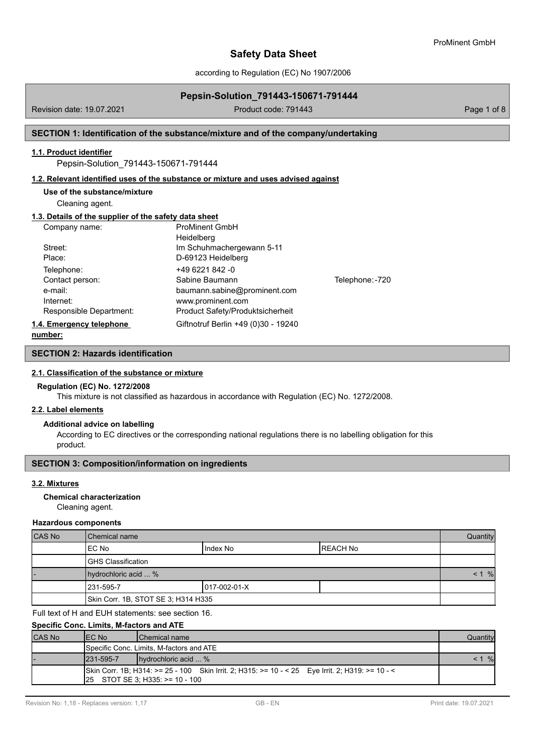# Safety Data Sheet

according to Regulation (EC) No 1907/2006

## Pepsin-Solution_791443-150671-791444

Revision date: 19.07.2021 | Product code: 791443

## SECTION 1: Identification of the substance/mixture and of the company/undertaking

### 1.1. Product identifier

Pepsin-Solution_791443-150671-791444

### 1.2. Relevant identified uses of the substance or mixture and uses advised against

**Use of the substance/mixture**

Cleaning agent.

### 1.3. Details of the supplier of the safety data sheet

| | | |
|---|---|---|
| Company name: | ProMinent GmbH<br>Heidelberg | |
| Street: | Im Schuhmachergewann 5-11 | |
| Place: | D-69123 Heidelberg | |
| Telephone: | +49 6221 842 -0 | |
| Contact person: | Sabine Baumann | Telephone: -720 |
| e-mail: | baumann.sabine@prominent.com | |
| Internet: | www.prominent.com | |
| Responsible Department: | Product Safety/Produktsicherheit | |

### 1.4. Emergency telephone number:

Giftnotruf Berlin +49 (0)30 - 19240

## SECTION 2: Hazards identification

### 2.1. Classification of the substance or mixture

**Regulation (EC) No. 1272/2008**

This mixture is not classified as hazardous in accordance with Regulation (EC) No. 1272/2008.

### 2.2. Label elements

**Additional advice on labelling**

According to EC directives or the corresponding national regulations there is no labelling obligation for this product.

## SECTION 3: Composition/information on ingredients

### 3.2. Mixtures

**Chemical characterization**

Cleaning agent.

**Hazardous components**

| CAS No | Chemical name | | | Quantity |
|---|---|---|---|---|
| | EC No | Index No | REACH No | |
| | GHS Classification | | | |
| - | hydrochloric acid ... % | | | < 1 % |
| | 231-595-7 | 017-002-01-X | | |
| | Skin Corr. 1B, STOT SE 3; H314 H335 | | | |

Full text of H and EUH statements: see section 16.

**Specific Conc. Limits, M-factors and ATE**

| CAS No | EC No | Chemical name | Quantity |
|---|---|---|---|
| | Specific Conc. Limits, M-factors and ATE | | |
| - | 231-595-7 | hydrochloric acid ... % | < 1 % |
| | Skin Corr. 1B; H314: >= 25 - 100 Skin Irrit. 2; H315: >= 10 - < 25 Eye Irrit. 2; H319: >= 10 - < 25 STOT SE 3; H335: >= 10 - 100 | | |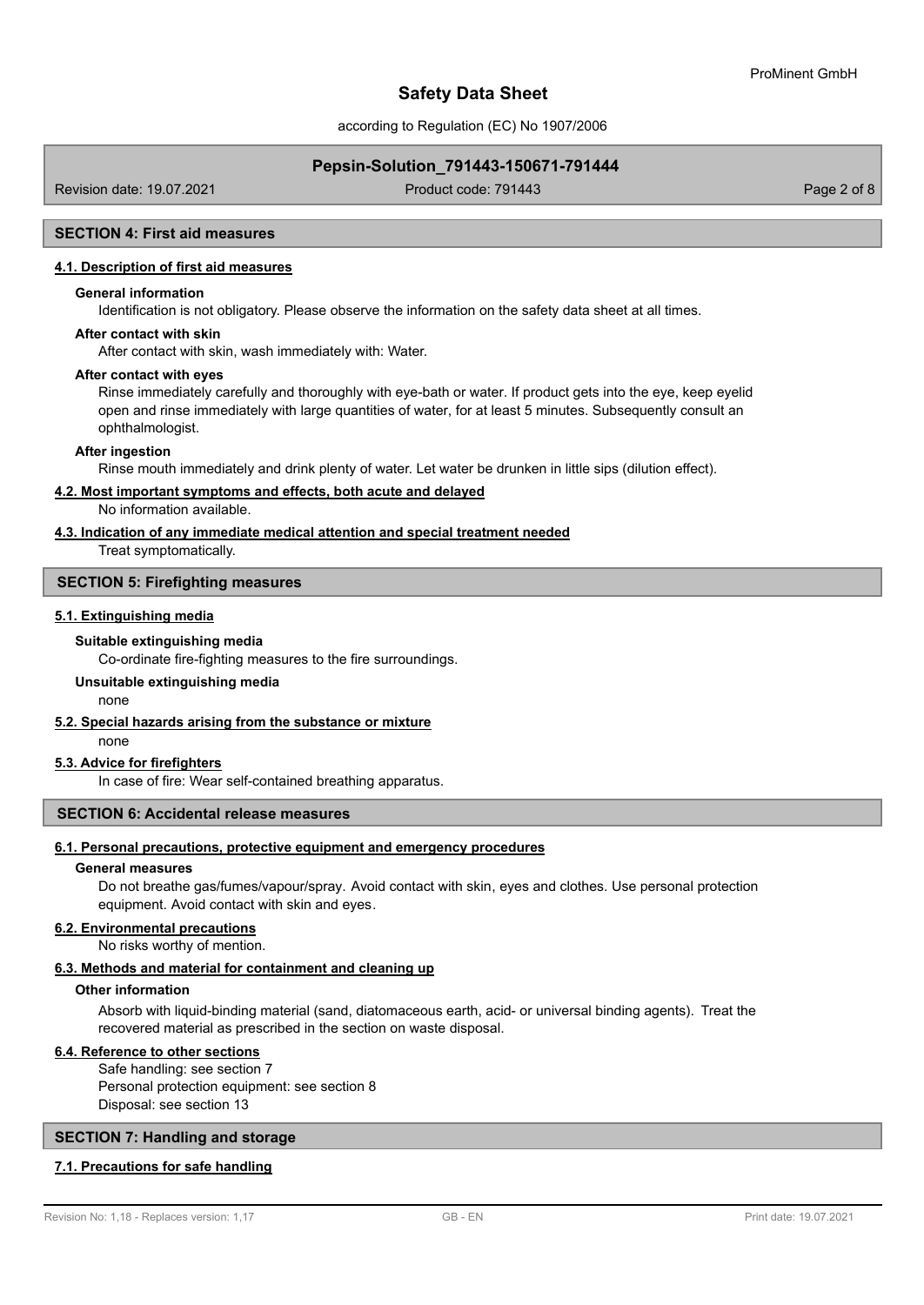## SECTION 4: First aid measures

### 4.1. Description of first aid measures

**General information**

Identification is not obligatory. Please observe the information on the safety data sheet at all times.

**After contact with skin**

After contact with skin, wash immediately with: Water.

**After contact with eyes**

Rinse immediately carefully and thoroughly with eye-bath or water. If product gets into the eye, keep eyelid open and rinse immediately with large quantities of water, for at least 5 minutes. Subsequently consult an ophthalmologist.

**After ingestion**

Rinse mouth immediately and drink plenty of water. Let water be drunken in little sips (dilution effect).

### 4.2. Most important symptoms and effects, both acute and delayed

No information available.

### 4.3. Indication of any immediate medical attention and special treatment needed

Treat symptomatically.

## SECTION 5: Firefighting measures

### 5.1. Extinguishing media

**Suitable extinguishing media**

Co-ordinate fire-fighting measures to the fire surroundings.

**Unsuitable extinguishing media**

none

### 5.2. Special hazards arising from the substance or mixture

none

### 5.3. Advice for firefighters

In case of fire: Wear self-contained breathing apparatus.

## SECTION 6: Accidental release measures

### 6.1. Personal precautions, protective equipment and emergency procedures

**General measures**

Do not breathe gas/fumes/vapour/spray. Avoid contact with skin, eyes and clothes. Use personal protection equipment. Avoid contact with skin and eyes.

### 6.2. Environmental precautions

No risks worthy of mention.

### 6.3. Methods and material for containment and cleaning up

**Other information**

Absorb with liquid-binding material (sand, diatomaceous earth, acid- or universal binding agents). Treat the recovered material as prescribed in the section on waste disposal.

### 6.4. Reference to other sections

Safe handling: see section 7
Personal protection equipment: see section 8
Disposal: see section 13

## SECTION 7: Handling and storage

### 7.1. Precautions for safe handling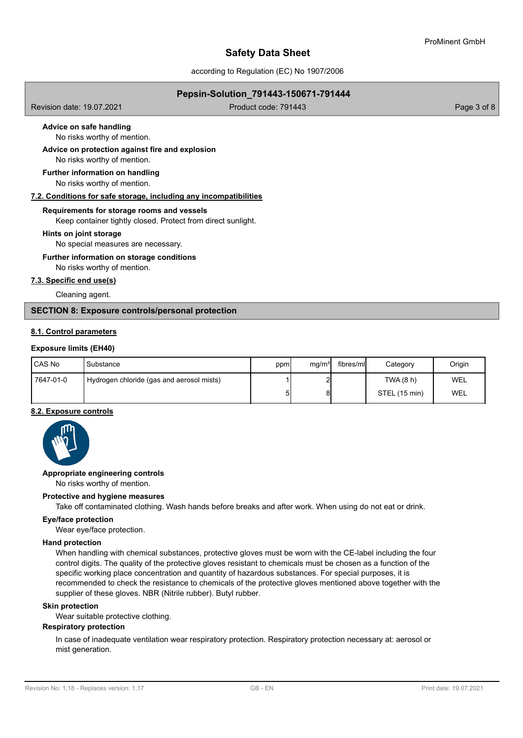**Advice on safe handling**

No risks worthy of mention.

**Advice on protection against fire and explosion**

No risks worthy of mention.

**Further information on handling**

No risks worthy of mention.

### 7.2. Conditions for safe storage, including any incompatibilities

**Requirements for storage rooms and vessels**

Keep container tightly closed. Protect from direct sunlight.

**Hints on joint storage**

No special measures are necessary.

**Further information on storage conditions**

No risks worthy of mention.

### 7.3. Specific end use(s)

Cleaning agent.

## SECTION 8: Exposure controls/personal protection

### 8.1. Control parameters

**Exposure limits (EH40)**

| CAS No | Substance | ppm | mg/m³ | fibres/ml | Category | Origin |
|---|---|---|---|---|---|---|
| 7647-01-0 | Hydrogen chloride (gas and aerosol mists) | 1 | 2 | | TWA (8 h) | WEL |
| | | 5 | 8 | | STEL (15 min) | WEL |

### 8.2. Exposure controls

**Appropriate engineering controls**

No risks worthy of mention.

**Protective and hygiene measures**

Take off contaminated clothing. Wash hands before breaks and after work. When using do not eat or drink.

**Eye/face protection**

Wear eye/face protection.

**Hand protection**

When handling with chemical substances, protective gloves must be worn with the CE-label including the four control digits. The quality of the protective gloves resistant to chemicals must be chosen as a function of the specific working place concentration and quantity of hazardous substances. For special purposes, it is recommended to check the resistance to chemicals of the protective gloves mentioned above together with the supplier of these gloves. NBR (Nitrile rubber). Butyl rubber.

**Skin protection**

Wear suitable protective clothing.

**Respiratory protection**

In case of inadequate ventilation wear respiratory protection. Respiratory protection necessary at: aerosol or mist generation.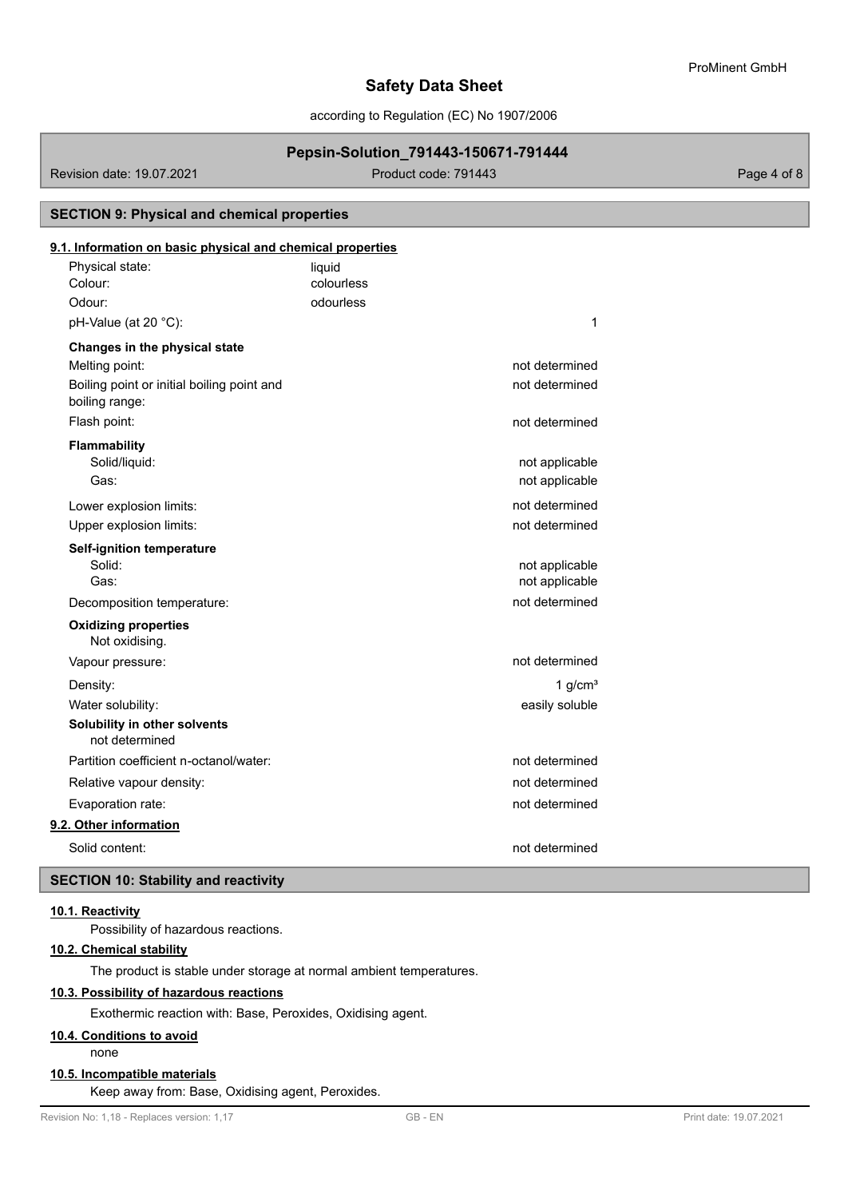## SECTION 9: Physical and chemical properties

### 9.1. Information on basic physical and chemical properties

| | |
|---|---|
| Physical state: | liquid |
| Colour: | colourless |
| Odour: | odourless |
| pH-Value (at 20 °C): | 1 |

**Changes in the physical state**

| | |
|---|---|
| Melting point: | not determined |
| Boiling point or initial boiling point and boiling range: | not determined |
| Flash point: | not determined |

**Flammability**

| | |
|---|---|
| Solid/liquid: | not applicable |
| Gas: | not applicable |
| Lower explosion limits: | not determined |
| Upper explosion limits: | not determined |

**Self-ignition temperature**

| | |
|---|---|
| Solid: | not applicable |
| Gas: | not applicable |
| Decomposition temperature: | not determined |

**Oxidizing properties**

Not oxidising.

| | |
|---|---|
| Vapour pressure: | not determined |
| Density: | 1 g/cm³ |
| Water solubility: | easily soluble |

**Solubility in other solvents**

not determined

| | |
|---|---|
| Partition coefficient n-octanol/water: | not determined |
| Relative vapour density: | not determined |
| Evaporation rate: | not determined |

### 9.2. Other information

| | |
|---|---|
| Solid content: | not determined |

## SECTION 10: Stability and reactivity

### 10.1. Reactivity

Possibility of hazardous reactions.

### 10.2. Chemical stability

The product is stable under storage at normal ambient temperatures.

### 10.3. Possibility of hazardous reactions

Exothermic reaction with: Base, Peroxides, Oxidising agent.

### 10.4. Conditions to avoid

none

### 10.5. Incompatible materials

Keep away from: Base, Oxidising agent, Peroxides.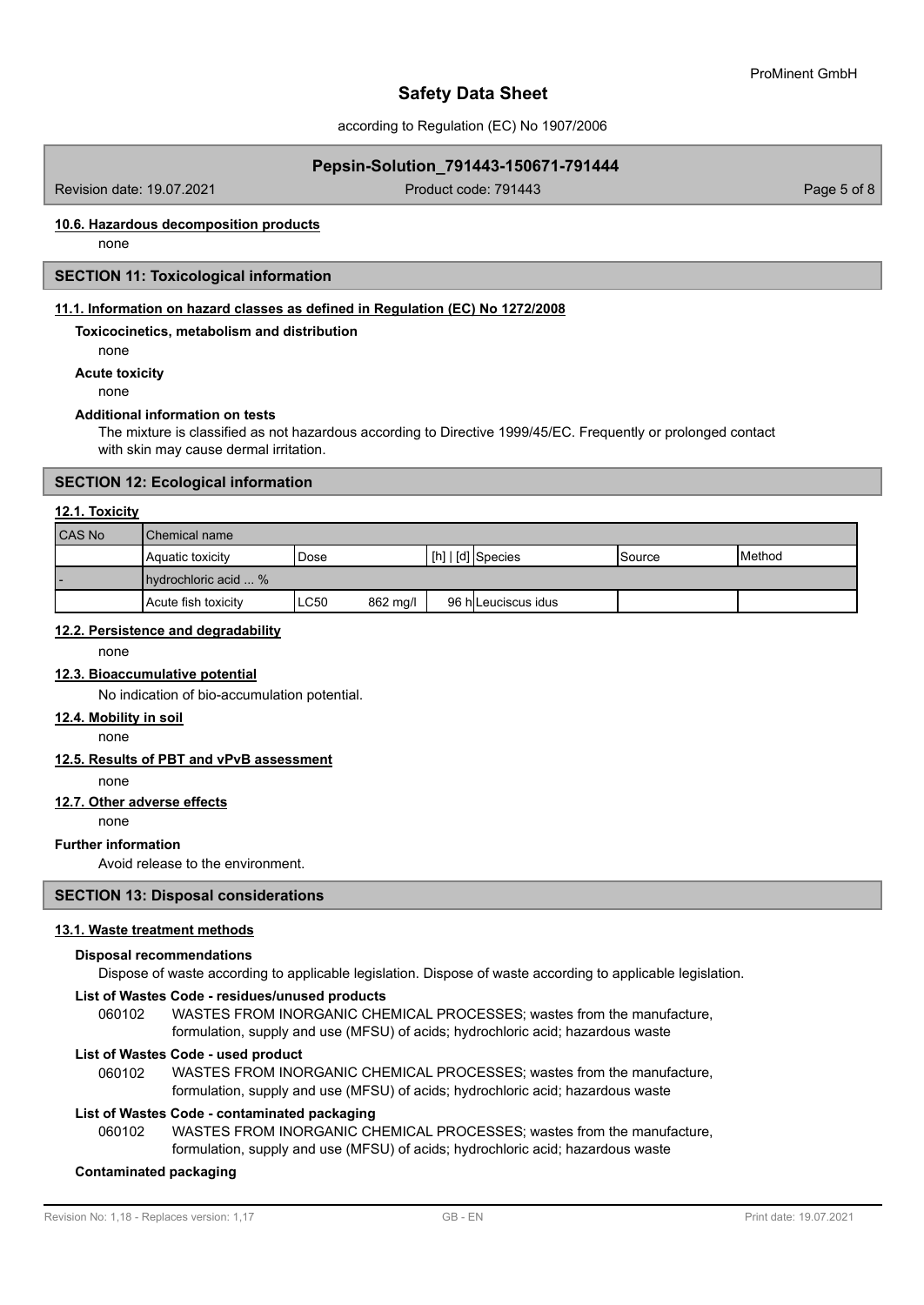#### 10.6. Hazardous decomposition products

none

## SECTION 11: Toxicological information

### 11.1. Information on hazard classes as defined in Regulation (EC) No 1272/2008

**Toxicocinetics, metabolism and distribution**

none

**Acute toxicity**

none

**Additional information on tests**

The mixture is classified as not hazardous according to Directive 1999/45/EC. Frequently or prolonged contact with skin may cause dermal irritation.

## SECTION 12: Ecological information

### 12.1. Toxicity

| CAS No | Chemical name | | | | | | |
|---|---|---|---|---|---|---|---|
| | Aquatic toxicity | Dose | | [h] \| [d] | Species | Source | Method |
| - | hydrochloric acid ... % | | | | | | |
| | Acute fish toxicity | LC50 | 862 mg/l | 96 h | Leuciscus idus | | |

### 12.2. Persistence and degradability

none

### 12.3. Bioaccumulative potential

No indication of bio-accumulation potential.

### 12.4. Mobility in soil

none

### 12.5. Results of PBT and vPvB assessment

none

### 12.7. Other adverse effects

none

**Further information**

Avoid release to the environment.

## SECTION 13: Disposal considerations

### 13.1. Waste treatment methods

**Disposal recommendations**

Dispose of waste according to applicable legislation. Dispose of waste according to applicable legislation.

**List of Wastes Code - residues/unused products**

060102 WASTES FROM INORGANIC CHEMICAL PROCESSES; wastes from the manufacture, formulation, supply and use (MFSU) of acids; hydrochloric acid; hazardous waste

**List of Wastes Code - used product**

060102 WASTES FROM INORGANIC CHEMICAL PROCESSES; wastes from the manufacture, formulation, supply and use (MFSU) of acids; hydrochloric acid; hazardous waste

**List of Wastes Code - contaminated packaging**

060102 WASTES FROM INORGANIC CHEMICAL PROCESSES; wastes from the manufacture, formulation, supply and use (MFSU) of acids; hydrochloric acid; hazardous waste

**Contaminated packaging**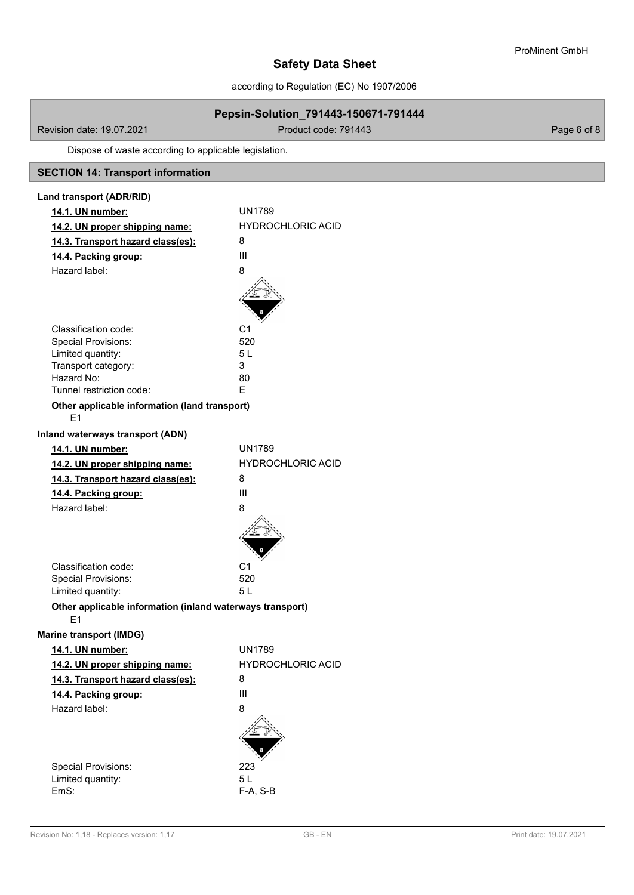Dispose of waste according to applicable legislation.

## SECTION 14: Transport information

### Land transport (ADR/RID)

| | |
|---|---|
| **14.1. UN number:** | UN1789 |
| **14.2. UN proper shipping name:** | HYDROCHLORIC ACID |
| **14.3. Transport hazard class(es):** | 8 |
| **14.4. Packing group:** | III |
| Hazard label: | 8 |
| Classification code: | C1 |
| Special Provisions: | 520 |
| Limited quantity: | 5 L |
| Transport category: | 3 |
| Hazard No: | 80 |
| Tunnel restriction code: | E |

**Other applicable information (land transport)**

E1

### Inland waterways transport (ADN)

| | |
|---|---|
| **14.1. UN number:** | UN1789 |
| **14.2. UN proper shipping name:** | HYDROCHLORIC ACID |
| **14.3. Transport hazard class(es):** | 8 |
| **14.4. Packing group:** | III |
| Hazard label: | 8 |
| Classification code: | C1 |
| Special Provisions: | 520 |
| Limited quantity: | 5 L |

**Other applicable information (inland waterways transport)**

E1

### Marine transport (IMDG)

| | |
|---|---|
| **14.1. UN number:** | UN1789 |
| **14.2. UN proper shipping name:** | HYDROCHLORIC ACID |
| **14.3. Transport hazard class(es):** | 8 |
| **14.4. Packing group:** | III |
| Hazard label: | 8 |
| Special Provisions: | 223 |
| Limited quantity: | 5 L |
| EmS: | F-A, S-B |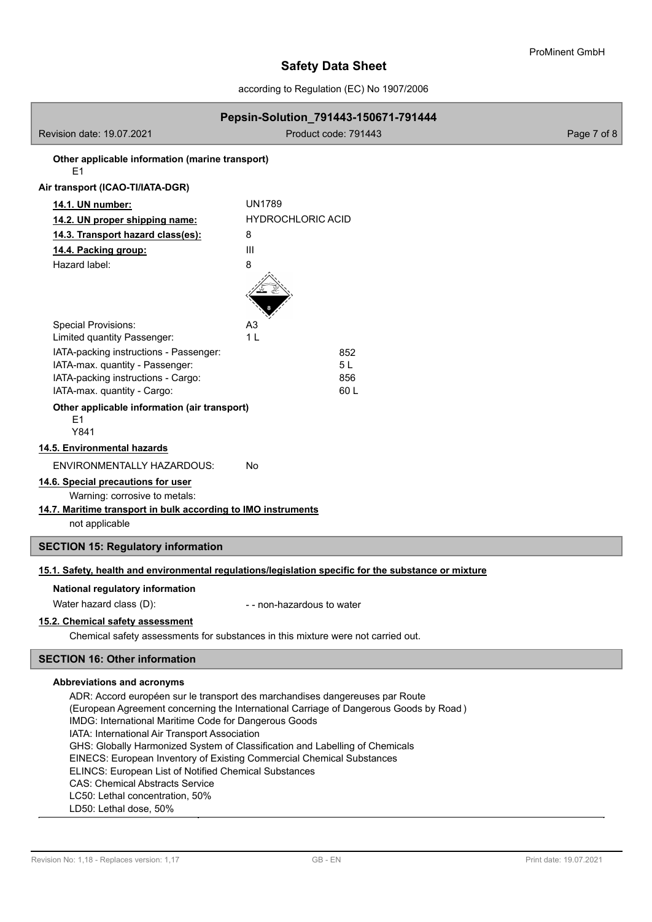**Other applicable information (marine transport)**

E1

**Air transport (ICAO-TI/IATA-DGR)**

| | |
|---|---|
| **14.1. UN number:** | UN1789 |
| **14.2. UN proper shipping name:** | HYDROCHLORIC ACID |
| **14.3. Transport hazard class(es):** | 8 |
| **14.4. Packing group:** | III |
| Hazard label: | 8 |

| | |
|---|---|
| Special Provisions: | A3 |
| Limited quantity Passenger: | 1 L |
| IATA-packing instructions - Passenger: | 852 |
| IATA-max. quantity - Passenger: | 5 L |
| IATA-packing instructions - Cargo: | 856 |
| IATA-max. quantity - Cargo: | 60 L |

**Other applicable information (air transport)**

E1
Y841

**14.5. Environmental hazards**

ENVIRONMENTALLY HAZARDOUS: No

**14.6. Special precautions for user**

Warning: corrosive to metals:

**14.7. Maritime transport in bulk according to IMO instruments**

not applicable

## SECTION 15: Regulatory information

**15.1. Safety, health and environmental regulations/legislation specific for the substance or mixture**

**National regulatory information**

Water hazard class (D): - - non-hazardous to water

**15.2. Chemical safety assessment**

Chemical safety assessments for substances in this mixture were not carried out.

## SECTION 16: Other information

**Abbreviations and acronyms**

ADR: Accord européen sur le transport des marchandises dangereuses par Route
(European Agreement concerning the International Carriage of Dangerous Goods by Road )
IMDG: International Maritime Code for Dangerous Goods
IATA: International Air Transport Association
GHS: Globally Harmonized System of Classification and Labelling of Chemicals
EINECS: European Inventory of Existing Commercial Chemical Substances
ELINCS: European List of Notified Chemical Substances
CAS: Chemical Abstracts Service
LC50: Lethal concentration, 50%
LD50: Lethal dose, 50%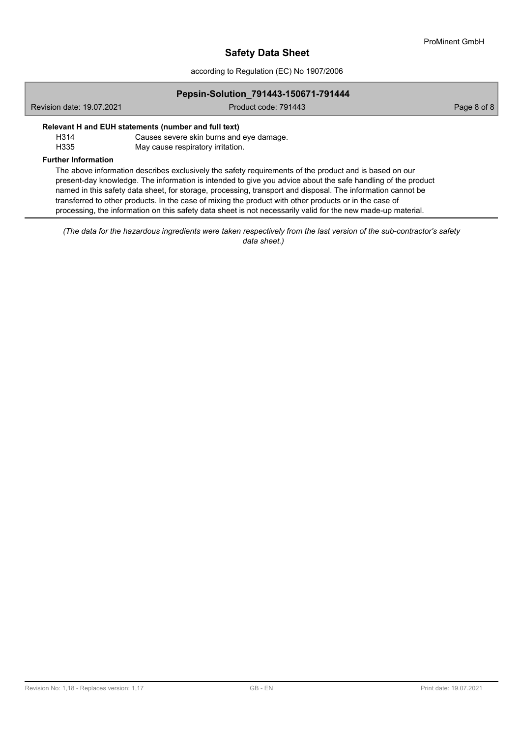**Relevant H and EUH statements (number and full text)**

| | |
|---|---|
| H314 | Causes severe skin burns and eye damage. |
| H335 | May cause respiratory irritation. |

**Further Information**

The above information describes exclusively the safety requirements of the product and is based on our present-day knowledge. The information is intended to give you advice about the safe handling of the product named in this safety data sheet, for storage, processing, transport and disposal. The information cannot be transferred to other products. In the case of mixing the product with other products or in the case of processing, the information on this safety data sheet is not necessarily valid for the new made-up material.

*(The data for the hazardous ingredients were taken respectively from the last version of the sub-contractor's safety data sheet.)*